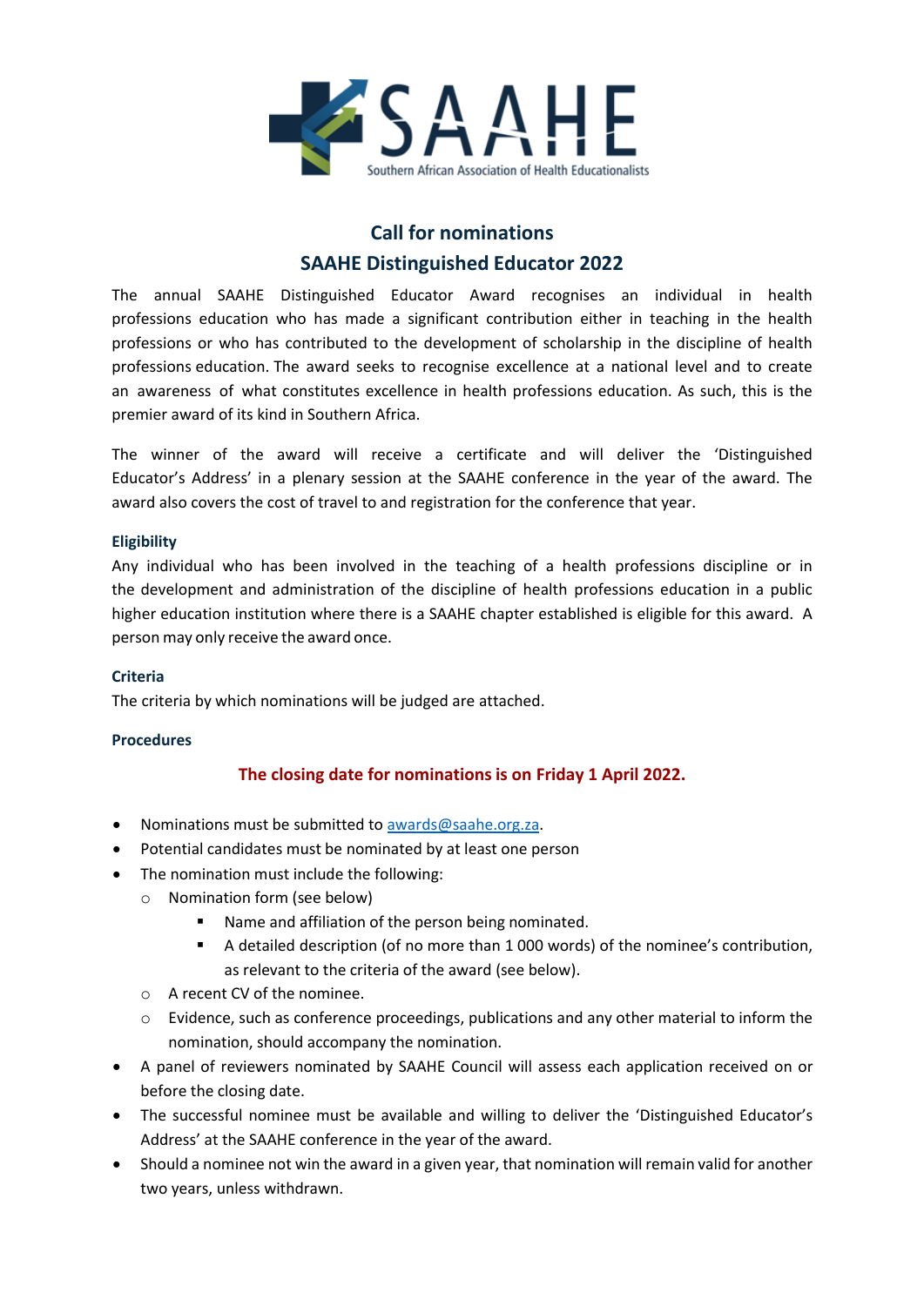SAAHE

Southern African Association of Health Educationalists

## Call for nominations

## SAAHE Distinguished Educator 2022

The annual SAAHE Distinguished Educator Award recognises an individual in health professions education who has made a significant contribution either in teaching in the health professions or who has contributed to the development of scholarship in the discipline of health professions education. The award seeks to recognise excellence at a national level and to create an awareness of what constitutes excellence in health professions education. As such, this is the premier award of its kind in Southern Africa.

The winner of the award will receive a certificate and will deliver the 'Distinguished Educator's Address' in a plenary session at the SAAHE conference in the year of the award. The award also covers the cost of travel to and registration for the conference that year.

### Eligibility

Any individual who has been involved in the teaching of a health professions discipline or in the development and administration of the discipline of health professions education in a public higher education institution where there is a SAAHE chapter established is eligible for this award. A person may only receive the award once.

### Criteria

The criteria by which nominations will be judged are attached.

### Procedures

**The closing date for nominations is on Friday 1 April 2022.**

- Nominations must be submitted to awards@saahe.org.za.
- Potential candidates must be nominated by at least one person
- The nomination must include the following:
  - Nomination form (see below)
    - Name and affiliation of the person being nominated.
    - A detailed description (of no more than 1 000 words) of the nominee's contribution, as relevant to the criteria of the award (see below).
  - A recent CV of the nominee.
  - Evidence, such as conference proceedings, publications and any other material to inform the nomination, should accompany the nomination.
- A panel of reviewers nominated by SAAHE Council will assess each application received on or before the closing date.
- The successful nominee must be available and willing to deliver the 'Distinguished Educator's Address' at the SAAHE conference in the year of the award.
- Should a nominee not win the award in a given year, that nomination will remain valid for another two years, unless withdrawn.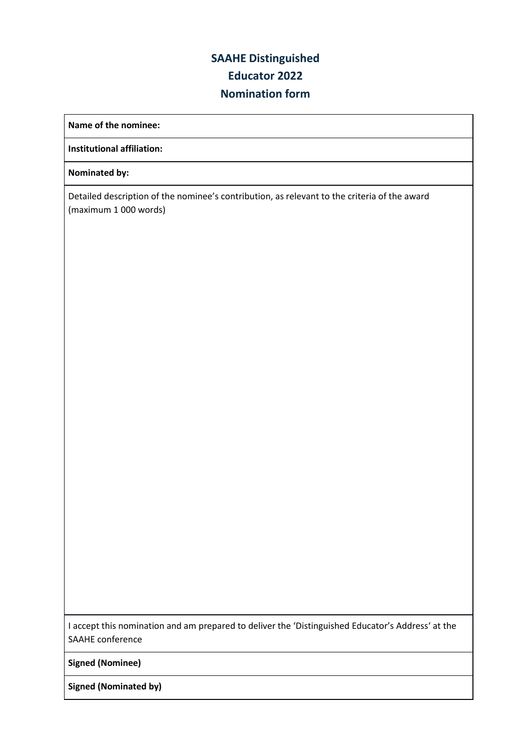# SAAHE Distinguished Educator 2022 Nomination form

| **Name of the nominee:** |
|---|
| **Institutional affiliation:** |
| **Nominated by:** |
| Detailed description of the nominee's contribution, as relevant to the criteria of the award (maximum 1 000 words) |
| I accept this nomination and am prepared to deliver the 'Distinguished Educator's Address' at the SAAHE conference |
| **Signed (Nominee)** |
| **Signed (Nominated by)** |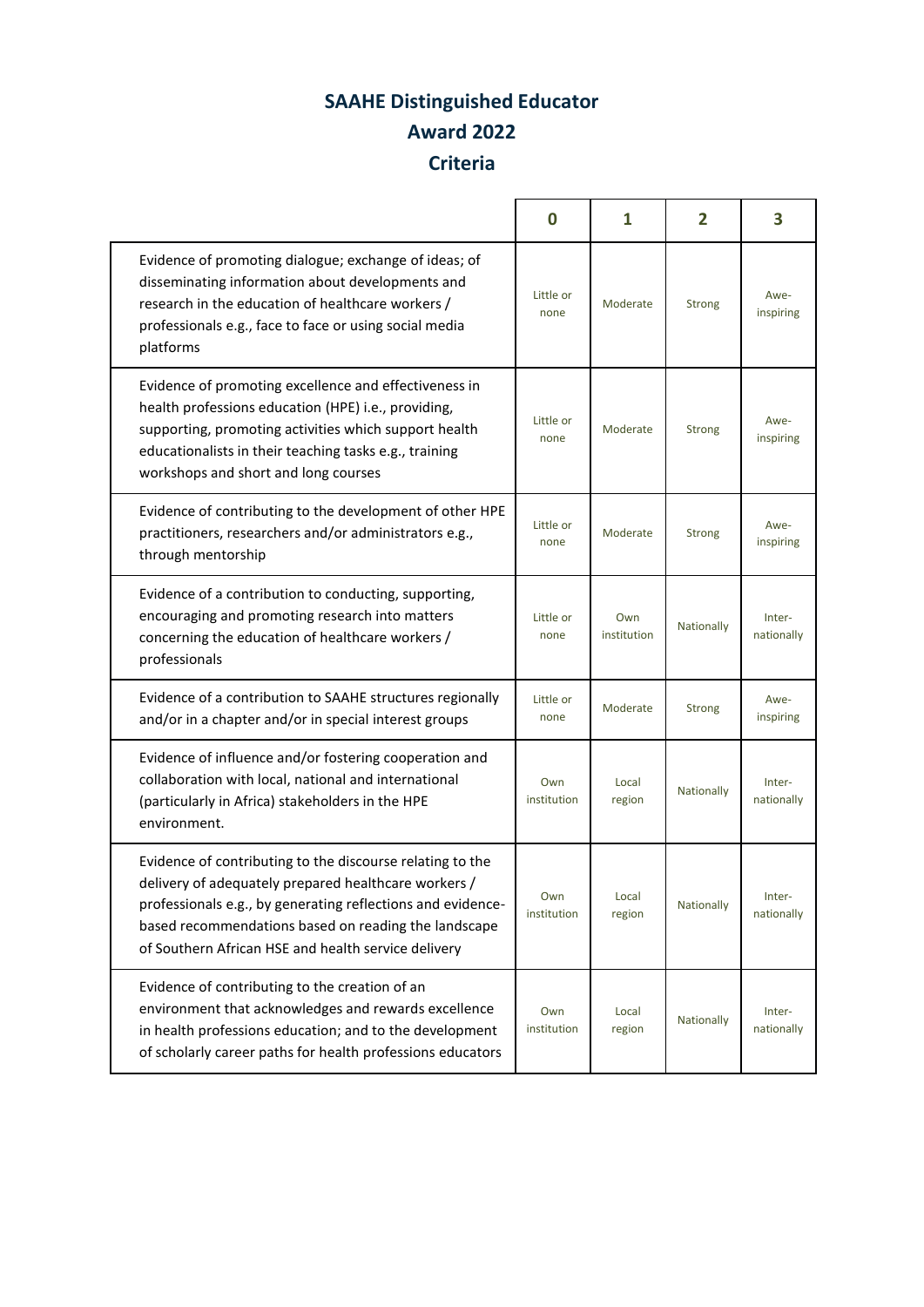# SAAHE Distinguished Educator Award 2022 Criteria

| | 0 | 1 | 2 | 3 |
|---|---|---|---|---|
| Evidence of promoting dialogue; exchange of ideas; of disseminating information about developments and research in the education of healthcare workers / professionals e.g., face to face or using social media platforms | Little or none | Moderate | Strong | Awe-inspiring |
| Evidence of promoting excellence and effectiveness in health professions education (HPE) i.e., providing, supporting, promoting activities which support health educationalists in their teaching tasks e.g., training workshops and short and long courses | Little or none | Moderate | Strong | Awe-inspiring |
| Evidence of contributing to the development of other HPE practitioners, researchers and/or administrators e.g., through mentorship | Little or none | Moderate | Strong | Awe-inspiring |
| Evidence of a contribution to conducting, supporting, encouraging and promoting research into matters concerning the education of healthcare workers / professionals | Little or none | Own institution | Nationally | Inter-nationally |
| Evidence of a contribution to SAAHE structures regionally and/or in a chapter and/or in special interest groups | Little or none | Moderate | Strong | Awe-inspiring |
| Evidence of influence and/or fostering cooperation and collaboration with local, national and international (particularly in Africa) stakeholders in the HPE environment. | Own institution | Local region | Nationally | Inter-nationally |
| Evidence of contributing to the discourse relating to the delivery of adequately prepared healthcare workers / professionals e.g., by generating reflections and evidence-based recommendations based on reading the landscape of Southern African HSE and health service delivery | Own institution | Local region | Nationally | Inter-nationally |
| Evidence of contributing to the creation of an environment that acknowledges and rewards excellence in health professions education; and to the development of scholarly career paths for health professions educators | Own institution | Local region | Nationally | Inter-nationally |